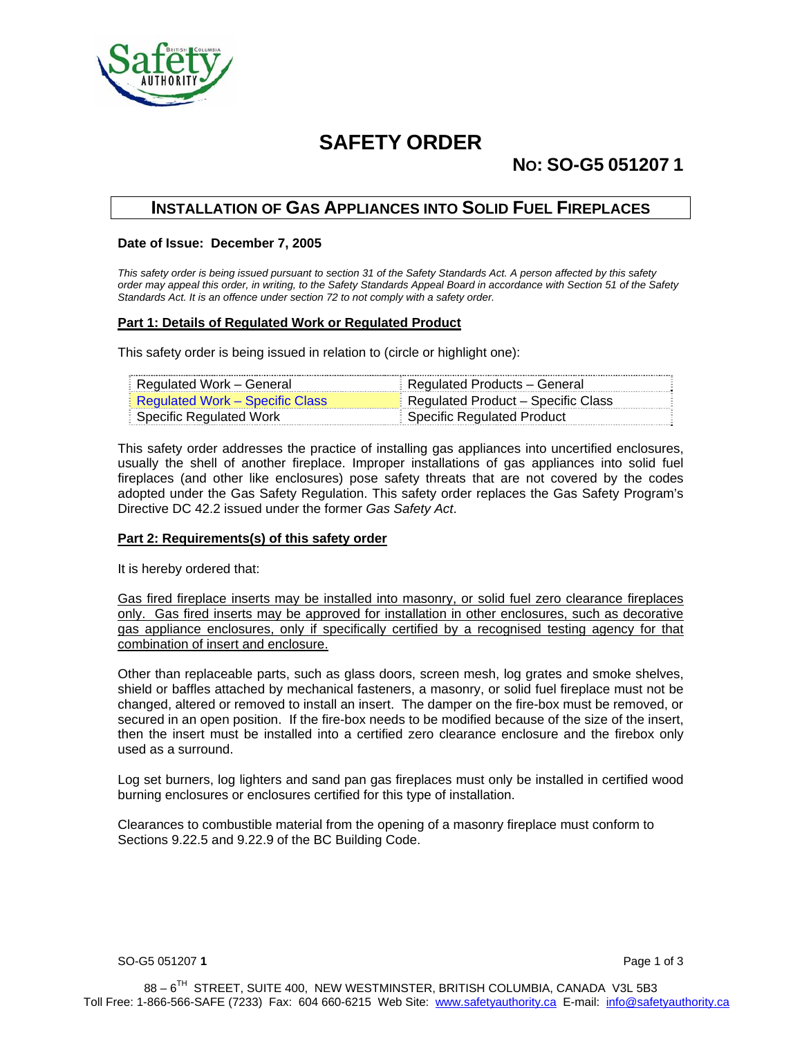# SAFETY ORDER

## NO: SO-G5 051207 1

## INSTALLATION OF GAS APPLIANCES INTO SOLID FUEL FIREPLACES

**Date of Issue: December 7, 2005**

*This safety order is being issued pursuant to section 31 of the Safety Standards Act. A person affected by this safety order may appeal this order, in writing, to the Safety Standards Appeal Board in accordance with Section 51 of the Safety Standards Act. It is an offence under section 72 to not comply with a safety order.*

### Part 1: Details of Regulated Work or Regulated Product

This safety order is being issued in relation to (circle or highlight one):

| | |
|---|---|
| Regulated Work – General | Regulated Products – General |
| Regulated Work – Specific Class | Regulated Product – Specific Class |
| Specific Regulated Work | Specific Regulated Product |

This safety order addresses the practice of installing gas appliances into uncertified enclosures, usually the shell of another fireplace. Improper installations of gas appliances into solid fuel fireplaces (and other like enclosures) pose safety threats that are not covered by the codes adopted under the Gas Safety Regulation. This safety order replaces the Gas Safety Program's Directive DC 42.2 issued under the former *Gas Safety Act*.

### Part 2: Requirements(s) of this safety order

It is hereby ordered that:

Gas fired fireplace inserts may be installed into masonry, or solid fuel zero clearance fireplaces only. Gas fired inserts may be approved for installation in other enclosures, such as decorative gas appliance enclosures, only if specifically certified by a recognised testing agency for that combination of insert and enclosure.

Other than replaceable parts, such as glass doors, screen mesh, log grates and smoke shelves, shield or baffles attached by mechanical fasteners, a masonry, or solid fuel fireplace must not be changed, altered or removed to install an insert. The damper on the fire-box must be removed, or secured in an open position. If the fire-box needs to be modified because of the size of the insert, then the insert must be installed into a certified zero clearance enclosure and the firebox only used as a surround.

Log set burners, log lighters and sand pan gas fireplaces must only be installed in certified wood burning enclosures or enclosures certified for this type of installation.

Clearances to combustible material from the opening of a masonry fireplace must conform to Sections 9.22.5 and 9.22.9 of the BC Building Code.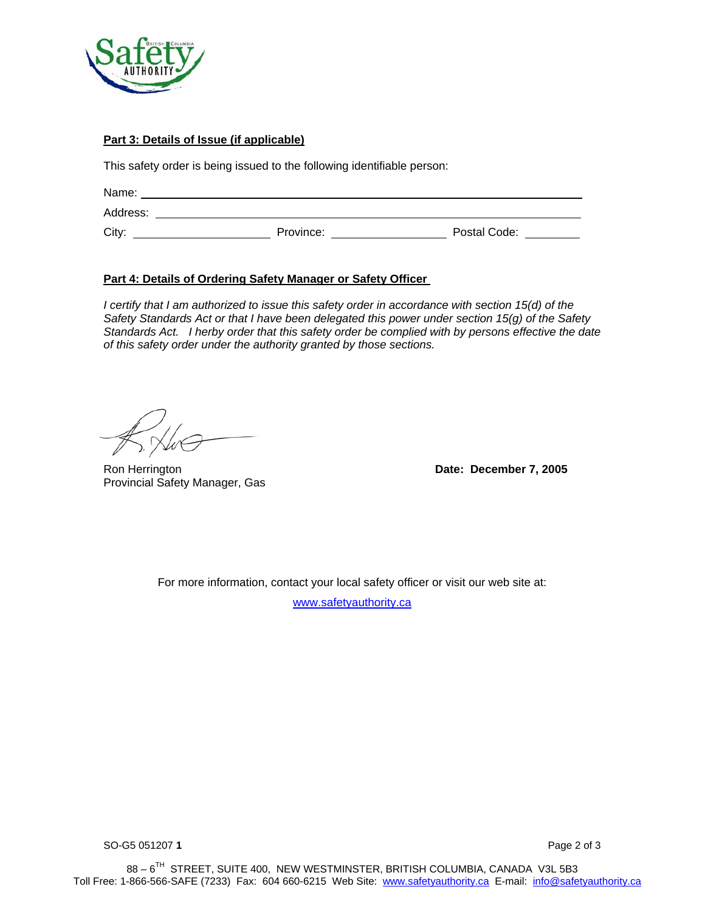**Part 3: Details of Issue (if applicable)**

This safety order is being issued to the following identifiable person:

Name: \_\_\_\_\_\_\_\_\_\_\_\_\_\_\_\_\_\_\_\_\_\_\_\_\_\_\_\_\_\_\_\_\_\_\_\_\_\_\_\_\_\_\_\_\_\_\_\_\_\_\_\_\_\_\_\_

Address: \_\_\_\_\_\_\_\_\_\_\_\_\_\_\_\_\_\_\_\_\_\_\_\_\_\_\_\_\_\_\_\_\_\_\_\_\_\_\_\_\_\_\_\_\_\_\_\_\_\_\_\_\_\_

City: \_\_\_\_\_\_\_\_\_\_\_\_\_\_\_\_\_\_ Province: \_\_\_\_\_\_\_\_\_\_\_\_\_\_\_ Postal Code: \_\_\_\_\_\_\_

**Part 4: Details of Ordering Safety Manager or Safety Officer**

*I certify that I am authorized to issue this safety order in accordance with section 15(d) of the Safety Standards Act or that I have been delegated this power under section 15(g) of the Safety Standards Act. I herby order that this safety order be complied with by persons effective the date of this safety order under the authority granted by those sections.*

Ron Herrington
Provincial Safety Manager, Gas

**Date: December 7, 2005**

For more information, contact your local safety officer or visit our web site at:

www.safetyauthority.ca

SO-G5 051207 **1**

88 – 6TH STREET, SUITE 400, NEW WESTMINSTER, BRITISH COLUMBIA, CANADA V3L 5B3
Toll Free: 1-866-566-SAFE (7233) Fax: 604 660-6215 Web Site: www.safetyauthority.ca E-mail: info@safetyauthority.ca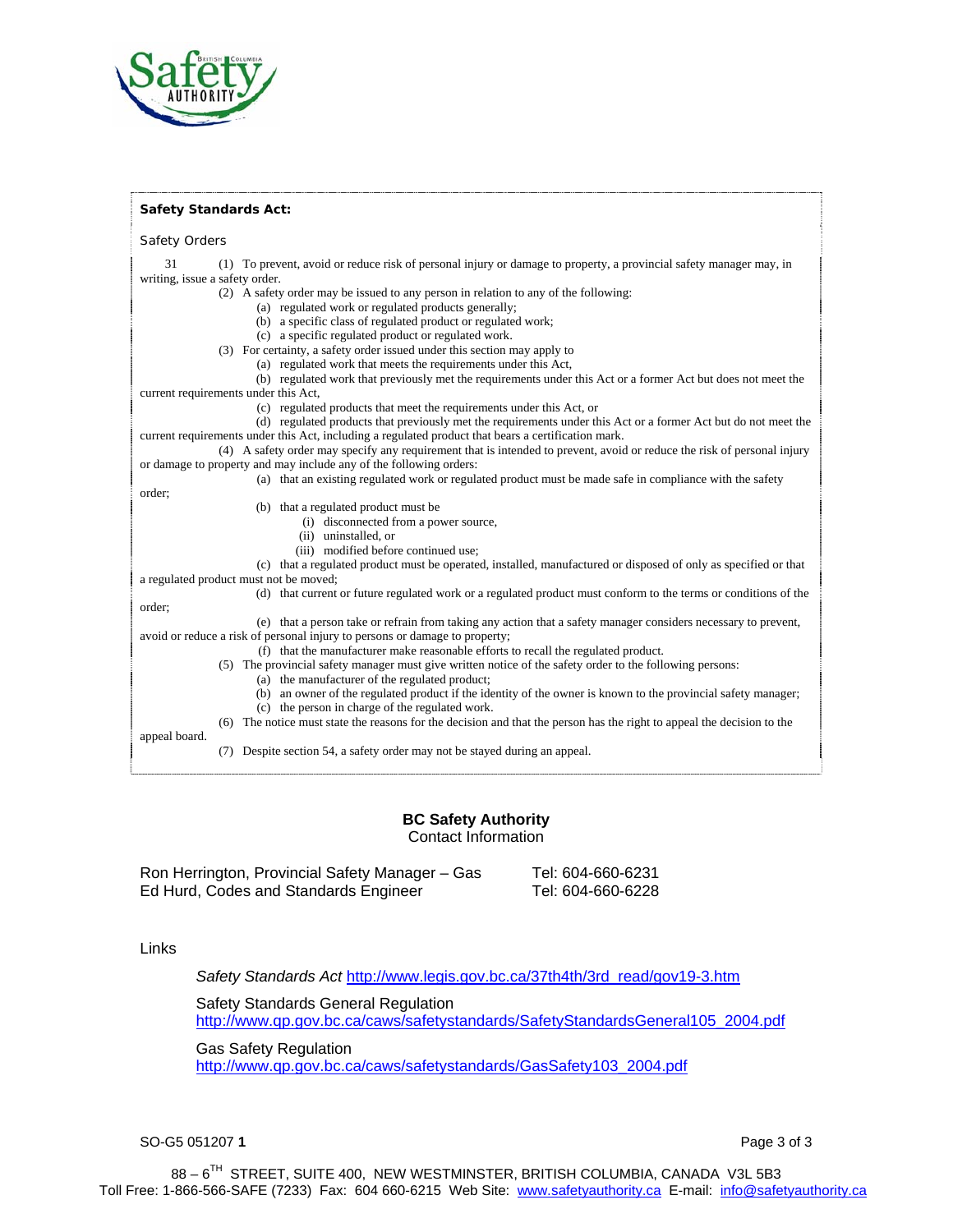**Safety Standards Act:**

Safety Orders

31 (1) To prevent, avoid or reduce risk of personal injury or damage to property, a provincial safety manager may, in writing, issue a safety order.

(2) A safety order may be issued to any person in relation to any of the following:

(a) regulated work or regulated products generally;

(b) a specific class of regulated product or regulated work;

(c) a specific regulated product or regulated work.

(3) For certainty, a safety order issued under this section may apply to

(a) regulated work that meets the requirements under this Act,

(b) regulated work that previously met the requirements under this Act or a former Act but does not meet the current requirements under this Act,

(c) regulated products that meet the requirements under this Act, or

(d) regulated products that previously met the requirements under this Act or a former Act but do not meet the current requirements under this Act, including a regulated product that bears a certification mark.

(4) A safety order may specify any requirement that is intended to prevent, avoid or reduce the risk of personal injury or damage to property and may include any of the following orders:

(a) that an existing regulated work or regulated product must be made safe in compliance with the safety order;

(b) that a regulated product must be

(i) disconnected from a power source,

(ii) uninstalled, or

(iii) modified before continued use;

(c) that a regulated product must be operated, installed, manufactured or disposed of only as specified or that a regulated product must not be moved;

(d) that current or future regulated work or a regulated product must conform to the terms or conditions of the order;

(e) that a person take or refrain from taking any action that a safety manager considers necessary to prevent, avoid or reduce a risk of personal injury to persons or damage to property;

(f) that the manufacturer make reasonable efforts to recall the regulated product.

(5) The provincial safety manager must give written notice of the safety order to the following persons:

(a) the manufacturer of the regulated product;

(b) an owner of the regulated product if the identity of the owner is known to the provincial safety manager;

(c) the person in charge of the regulated work.

(6) The notice must state the reasons for the decision and that the person has the right to appeal the decision to the appeal board.

(7) Despite section 54, a safety order may not be stayed during an appeal.

**BC Safety Authority**
Contact Information

| | |
|---|---|
| Ron Herrington, Provincial Safety Manager – Gas | Tel: 604-660-6231 |
| Ed Hurd, Codes and Standards Engineer | Tel: 604-660-6228 |

Links

*Safety Standards Act* http://www.legis.gov.bc.ca/37th4th/3rd_read/gov19-3.htm

Safety Standards General Regulation
http://www.qp.gov.bc.ca/caws/safetystandards/SafetyStandardsGeneral105_2004.pdf

Gas Safety Regulation
http://www.qp.gov.bc.ca/caws/safetystandards/GasSafety103_2004.pdf

SO-G5 051207 **1**

88 – 6TH STREET, SUITE 400, NEW WESTMINSTER, BRITISH COLUMBIA, CANADA V3L 5B3
Toll Free: 1-866-566-SAFE (7233) Fax: 604 660-6215 Web Site: www.safetyauthority.ca E-mail: info@safetyauthority.ca